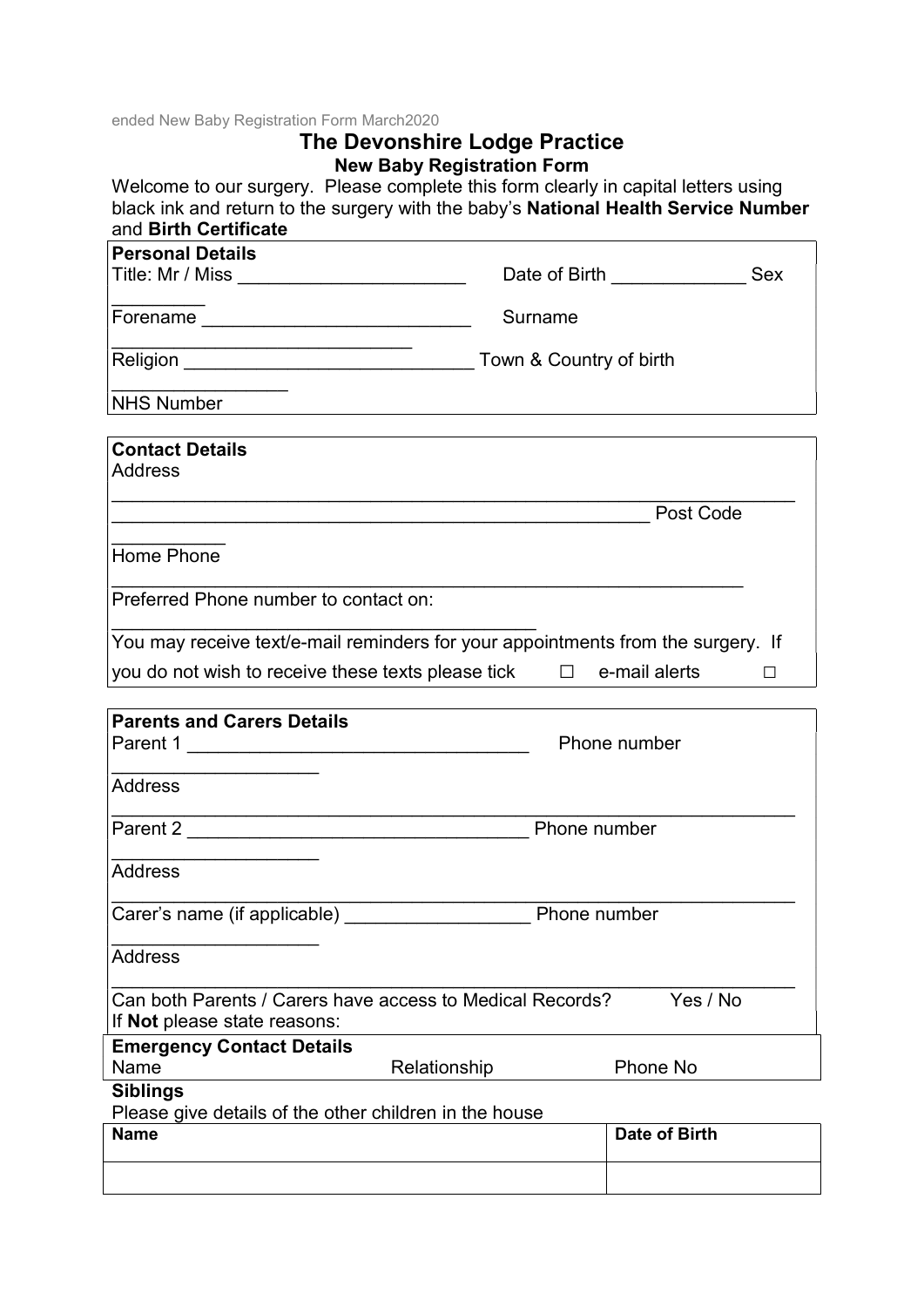ended New Baby Registration Form March2020

# The Devonshire Lodge Practice

## New Baby Registration Form

Welcome to our surgery. Please complete this form clearly in capital letters using black ink and return to the surgery with the baby's **National Health Service Number** and **Birth Certificate**

**Personal Details**

Title: Mr / Miss ______________________ Date of Birth _____________ Sex _________

Forename __________________________ Surname ___________________________

Religion ____________________________ Town & Country of birth _________________

NHS Number

**Contact Details**

Address

_________________________________________________________________

______________________________________________________ Post Code __________

Home Phone _______________________________________________________________

Preferred Phone number to contact on: ___________________________________________

You may receive text/e-mail reminders for your appointments from the surgery. If you do not wish to receive these texts please tick ☐ e-mail alerts ☐

**Parents and Carers Details**

Parent 1 _________________________________ Phone number ____________________

Address _________________________________________________________________

Parent 2 _________________________________ Phone number ____________________

Address _________________________________________________________________

Carer's name (if applicable) _________________ Phone number ____________________

Address _________________________________________________________________

Can both Parents / Carers have access to Medical Records? Yes / No

If **Not** please state reasons:

**Emergency Contact Details**

Name Relationship Phone No

**Siblings**

Please give details of the other children in the house

| Name | Date of Birth |
|---|---|
| | |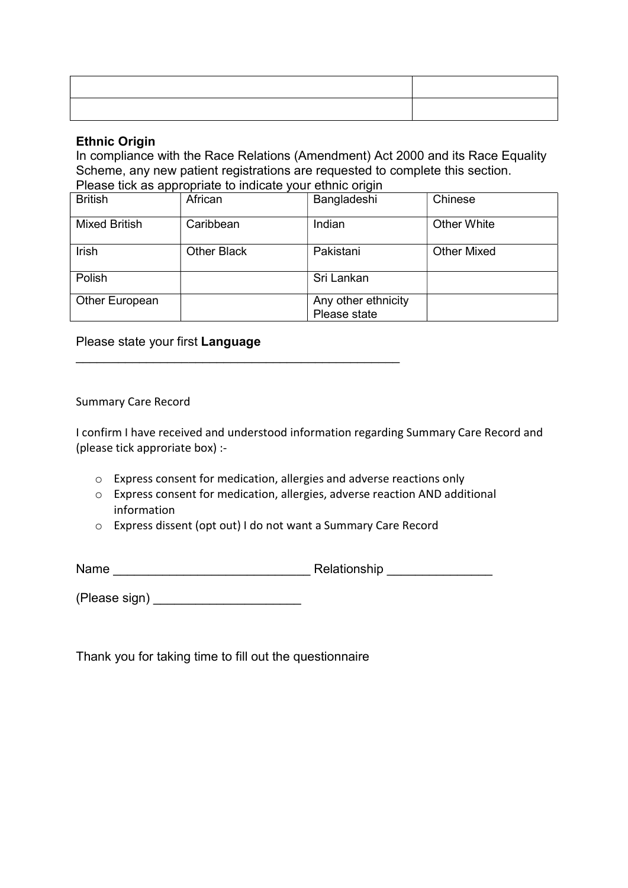| | |
|---|---|
| | |
| | |

**Ethnic Origin**

In compliance with the Race Relations (Amendment) Act 2000 and its Race Equality Scheme, any new patient registrations are requested to complete this section.

Please tick as appropriate to indicate your ethnic origin

| | | | |
|---|---|---|---|
| British | African | Bangladeshi | Chinese |
| Mixed British | Caribbean | Indian | Other White |
| Irish | Other Black | Pakistani | Other Mixed |
| Polish | | Sri Lankan | |
| Other European | | Any other ethnicity Please state | |

Please state your first **Language** ______________________________________________

Summary Care Record

I confirm I have received and understood information regarding Summary Care Record and (please tick approriate box) :-

- Express consent for medication, allergies and adverse reactions only
- Express consent for medication, allergies, adverse reaction AND additional information
- Express dissent (opt out) I do not want a Summary Care Record

Name ___________________________ Relationship _______________

(Please sign) ____________________

Thank you for taking time to fill out the questionnaire